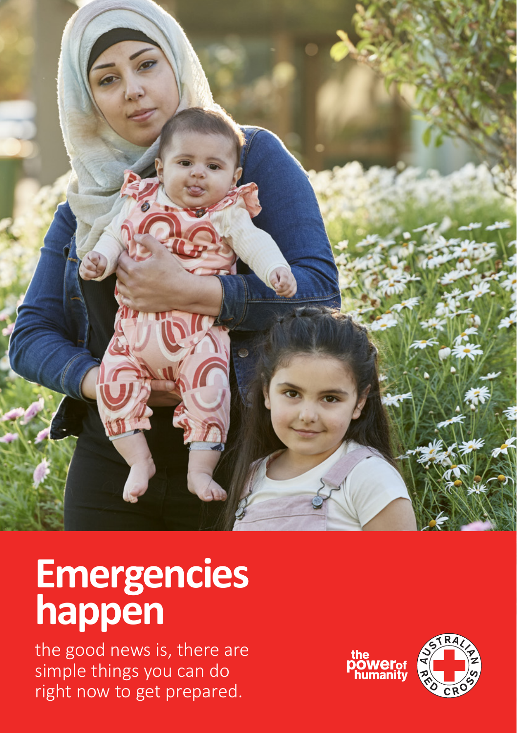# Emergencies happen

the good news is, there are simple things you can do right now to get prepared.

the power of humanity

AUSTRALIAN RED CROSS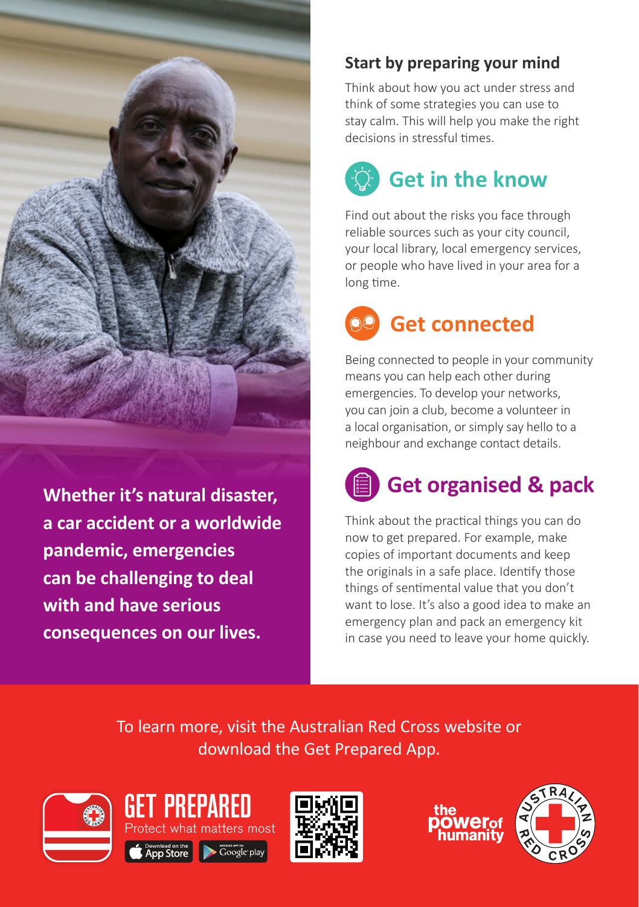**Whether it's natural disaster, a car accident or a worldwide pandemic, emergencies can be challenging to deal with and have serious consequences on our lives.**

## Start by preparing your mind

Think about how you act under stress and think of some strategies you can use to stay calm. This will help you make the right decisions in stressful times.

## Get in the know

Find out about the risks you face through reliable sources such as your city council, your local library, local emergency services, or people who have lived in your area for a long time.

## Get connected

Being connected to people in your community means you can help each other during emergencies. To develop your networks, you can join a club, become a volunteer in a local organisation, or simply say hello to a neighbour and exchange contact details.

## Get organised & pack

Think about the practical things you can do now to get prepared. For example, make copies of important documents and keep the originals in a safe place. Identify those things of sentimental value that you don't want to lose. It's also a good idea to make an emergency plan and pack an emergency kit in case you need to leave your home quickly.

To learn more, visit the Australian Red Cross website or download the Get Prepared App.

GET PREPARED
Protect what matters most

Download on the App Store
Android App on Google play

the power of humanity

Australian Red Cross